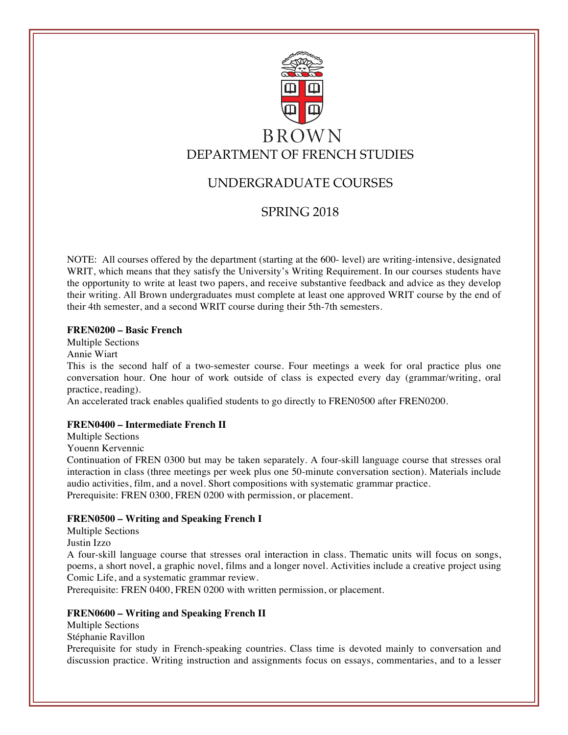BROWN

# DEPARTMENT OF FRENCH STUDIES

## UNDERGRADUATE COURSES

## SPRING 2018

NOTE: All courses offered by the department (starting at the 600- level) are writing-intensive, designated WRIT, which means that they satisfy the University's Writing Requirement. In our courses students have the opportunity to write at least two papers, and receive substantive feedback and advice as they develop their writing. All Brown undergraduates must complete at least one approved WRIT course by the end of their 4th semester, and a second WRIT course during their 5th-7th semesters.

**FREN0200 – Basic French**

Multiple Sections

Annie Wiart

This is the second half of a two-semester course. Four meetings a week for oral practice plus one conversation hour. One hour of work outside of class is expected every day (grammar/writing, oral practice, reading).

An accelerated track enables qualified students to go directly to FREN0500 after FREN0200.

**FREN0400 – Intermediate French II**

Multiple Sections

Youenn Kervennic

Continuation of FREN 0300 but may be taken separately. A four-skill language course that stresses oral interaction in class (three meetings per week plus one 50-minute conversation section). Materials include audio activities, film, and a novel. Short compositions with systematic grammar practice.

Prerequisite: FREN 0300, FREN 0200 with permission, or placement.

**FREN0500 – Writing and Speaking French I**

Multiple Sections

Justin Izzo

A four-skill language course that stresses oral interaction in class. Thematic units will focus on songs, poems, a short novel, a graphic novel, films and a longer novel. Activities include a creative project using Comic Life, and a systematic grammar review.

Prerequisite: FREN 0400, FREN 0200 with written permission, or placement.

**FREN0600 – Writing and Speaking French II**

Multiple Sections

Stéphanie Ravillon

Prerequisite for study in French-speaking countries. Class time is devoted mainly to conversation and discussion practice. Writing instruction and assignments focus on essays, commentaries, and to a lesser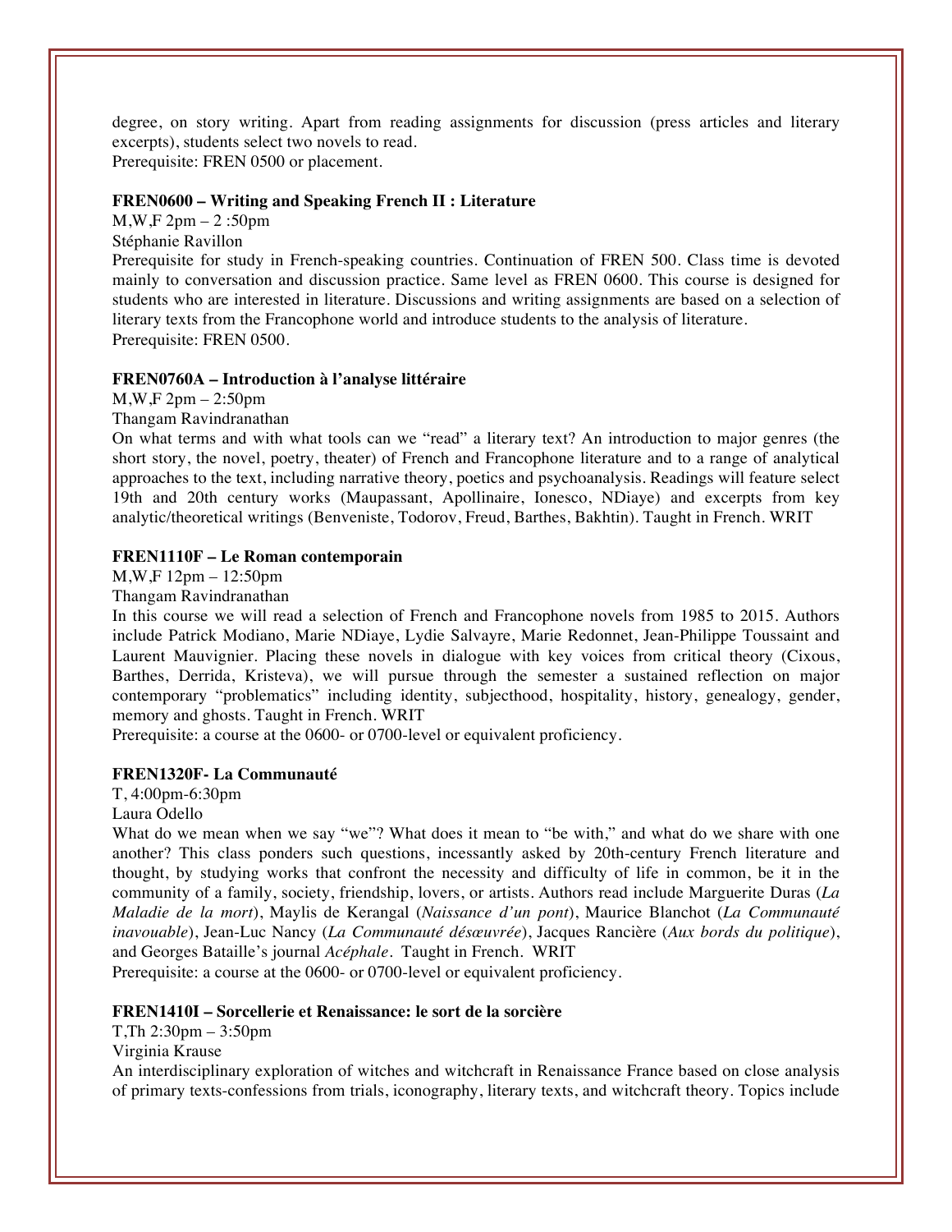degree, on story writing. Apart from reading assignments for discussion (press articles and literary excerpts), students select two novels to read.
Prerequisite: FREN 0500 or placement.

**FREN0600 – Writing and Speaking French II : Literature**
M,W,F 2pm – 2 :50pm
Stéphanie Ravillon
Prerequisite for study in French-speaking countries. Continuation of FREN 500. Class time is devoted mainly to conversation and discussion practice. Same level as FREN 0600. This course is designed for students who are interested in literature. Discussions and writing assignments are based on a selection of literary texts from the Francophone world and introduce students to the analysis of literature.
Prerequisite: FREN 0500.

**FREN0760A – Introduction à l'analyse littéraire**
M,W,F 2pm – 2:50pm
Thangam Ravindranathan
On what terms and with what tools can we "read" a literary text? An introduction to major genres (the short story, the novel, poetry, theater) of French and Francophone literature and to a range of analytical approaches to the text, including narrative theory, poetics and psychoanalysis. Readings will feature select 19th and 20th century works (Maupassant, Apollinaire, Ionesco, NDiaye) and excerpts from key analytic/theoretical writings (Benveniste, Todorov, Freud, Barthes, Bakhtin). Taught in French. WRIT

**FREN1110F – Le Roman contemporain**
M,W,F 12pm – 12:50pm
Thangam Ravindranathan
In this course we will read a selection of French and Francophone novels from 1985 to 2015. Authors include Patrick Modiano, Marie NDiaye, Lydie Salvayre, Marie Redonnet, Jean-Philippe Toussaint and Laurent Mauvignier. Placing these novels in dialogue with key voices from critical theory (Cixous, Barthes, Derrida, Kristeva), we will pursue through the semester a sustained reflection on major contemporary "problematics" including identity, subjecthood, hospitality, history, genealogy, gender, memory and ghosts. Taught in French. WRIT
Prerequisite: a course at the 0600- or 0700-level or equivalent proficiency.

**FREN1320F- La Communauté**
T, 4:00pm-6:30pm
Laura Odello
What do we mean when we say "we"? What does it mean to "be with," and what do we share with one another? This class ponders such questions, incessantly asked by 20th-century French literature and thought, by studying works that confront the necessity and difficulty of life in common, be it in the community of a family, society, friendship, lovers, or artists. Authors read include Marguerite Duras (*La Maladie de la mort*), Maylis de Kerangal (*Naissance d'un pont*), Maurice Blanchot (*La Communauté inavouable*), Jean-Luc Nancy (*La Communauté désœuvrée*), Jacques Rancière (*Aux bords du politique*), and Georges Bataille's journal *Acéphale*. Taught in French. WRIT
Prerequisite: a course at the 0600- or 0700-level or equivalent proficiency.

**FREN1410I – Sorcellerie et Renaissance: le sort de la sorcière**
T,Th 2:30pm – 3:50pm
Virginia Krause
An interdisciplinary exploration of witches and witchcraft in Renaissance France based on close analysis of primary texts-confessions from trials, iconography, literary texts, and witchcraft theory. Topics include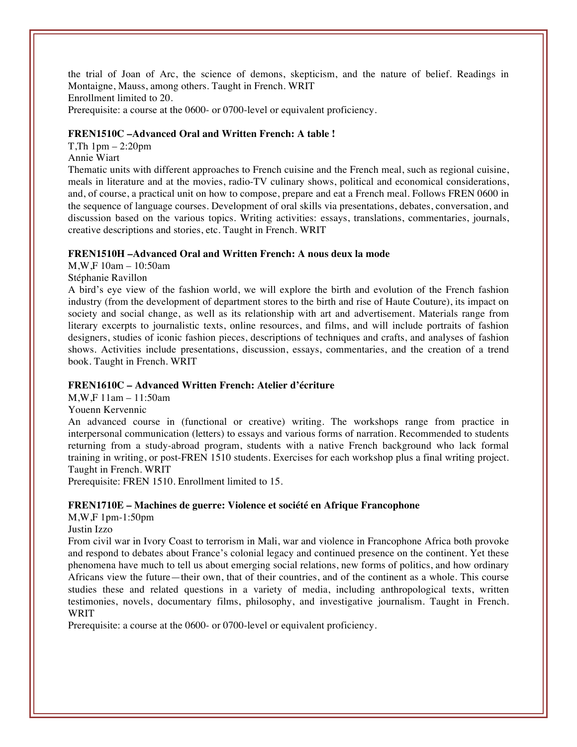the trial of Joan of Arc, the science of demons, skepticism, and the nature of belief. Readings in Montaigne, Mauss, among others. Taught in French. WRIT
Enrollment limited to 20.
Prerequisite: a course at the 0600- or 0700-level or equivalent proficiency.

**FREN1510C –Advanced Oral and Written French: A table !**
T,Th 1pm – 2:20pm
Annie Wiart
Thematic units with different approaches to French cuisine and the French meal, such as regional cuisine, meals in literature and at the movies, radio-TV culinary shows, political and economical considerations, and, of course, a practical unit on how to compose, prepare and eat a French meal. Follows FREN 0600 in the sequence of language courses. Development of oral skills via presentations, debates, conversation, and discussion based on the various topics. Writing activities: essays, translations, commentaries, journals, creative descriptions and stories, etc. Taught in French. WRIT

**FREN1510H –Advanced Oral and Written French: A nous deux la mode**
M,W,F 10am – 10:50am
Stéphanie Ravillon
A bird's eye view of the fashion world, we will explore the birth and evolution of the French fashion industry (from the development of department stores to the birth and rise of Haute Couture), its impact on society and social change, as well as its relationship with art and advertisement. Materials range from literary excerpts to journalistic texts, online resources, and films, and will include portraits of fashion designers, studies of iconic fashion pieces, descriptions of techniques and crafts, and analyses of fashion shows. Activities include presentations, discussion, essays, commentaries, and the creation of a trend book. Taught in French. WRIT

**FREN1610C – Advanced Written French: Atelier d'écriture**
M,W,F 11am – 11:50am
Youenn Kervennic
An advanced course in (functional or creative) writing. The workshops range from practice in interpersonal communication (letters) to essays and various forms of narration. Recommended to students returning from a study-abroad program, students with a native French background who lack formal training in writing, or post-FREN 1510 students. Exercises for each workshop plus a final writing project. Taught in French. WRIT
Prerequisite: FREN 1510. Enrollment limited to 15.

**FREN1710E – Machines de guerre: Violence et société en Afrique Francophone**
M,W,F 1pm-1:50pm
Justin Izzo
From civil war in Ivory Coast to terrorism in Mali, war and violence in Francophone Africa both provoke and respond to debates about France's colonial legacy and continued presence on the continent. Yet these phenomena have much to tell us about emerging social relations, new forms of politics, and how ordinary Africans view the future—their own, that of their countries, and of the continent as a whole. This course studies these and related questions in a variety of media, including anthropological texts, written testimonies, novels, documentary films, philosophy, and investigative journalism. Taught in French. WRIT
Prerequisite: a course at the 0600- or 0700-level or equivalent proficiency.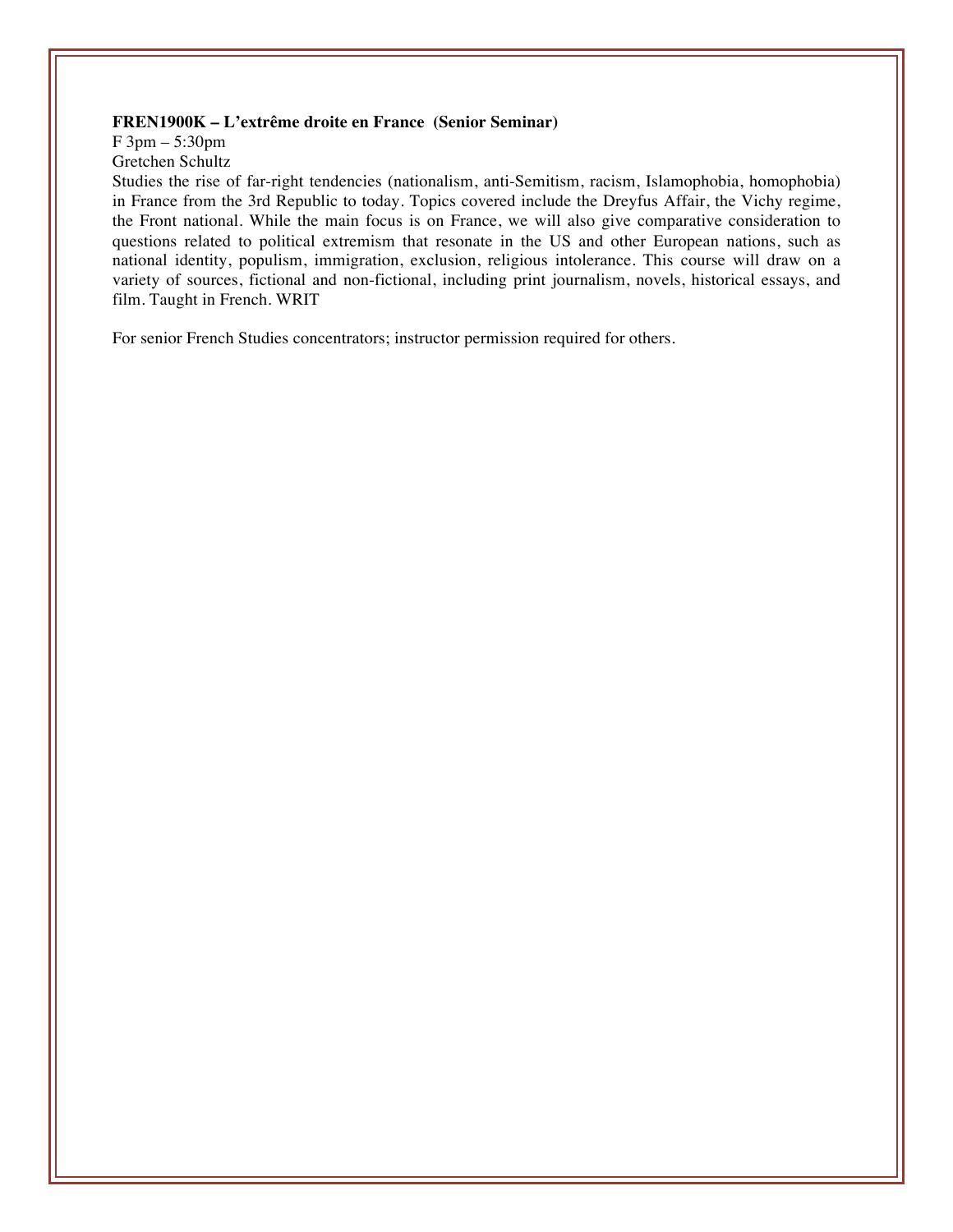**FREN1900K – L'extrême droite en France (Senior Seminar)**
F 3pm – 5:30pm
Gretchen Schultz
Studies the rise of far-right tendencies (nationalism, anti-Semitism, racism, Islamophobia, homophobia) in France from the 3rd Republic to today. Topics covered include the Dreyfus Affair, the Vichy regime, the Front national. While the main focus is on France, we will also give comparative consideration to questions related to political extremism that resonate in the US and other European nations, such as national identity, populism, immigration, exclusion, religious intolerance. This course will draw on a variety of sources, fictional and non-fictional, including print journalism, novels, historical essays, and film. Taught in French. WRIT

For senior French Studies concentrators; instructor permission required for others.